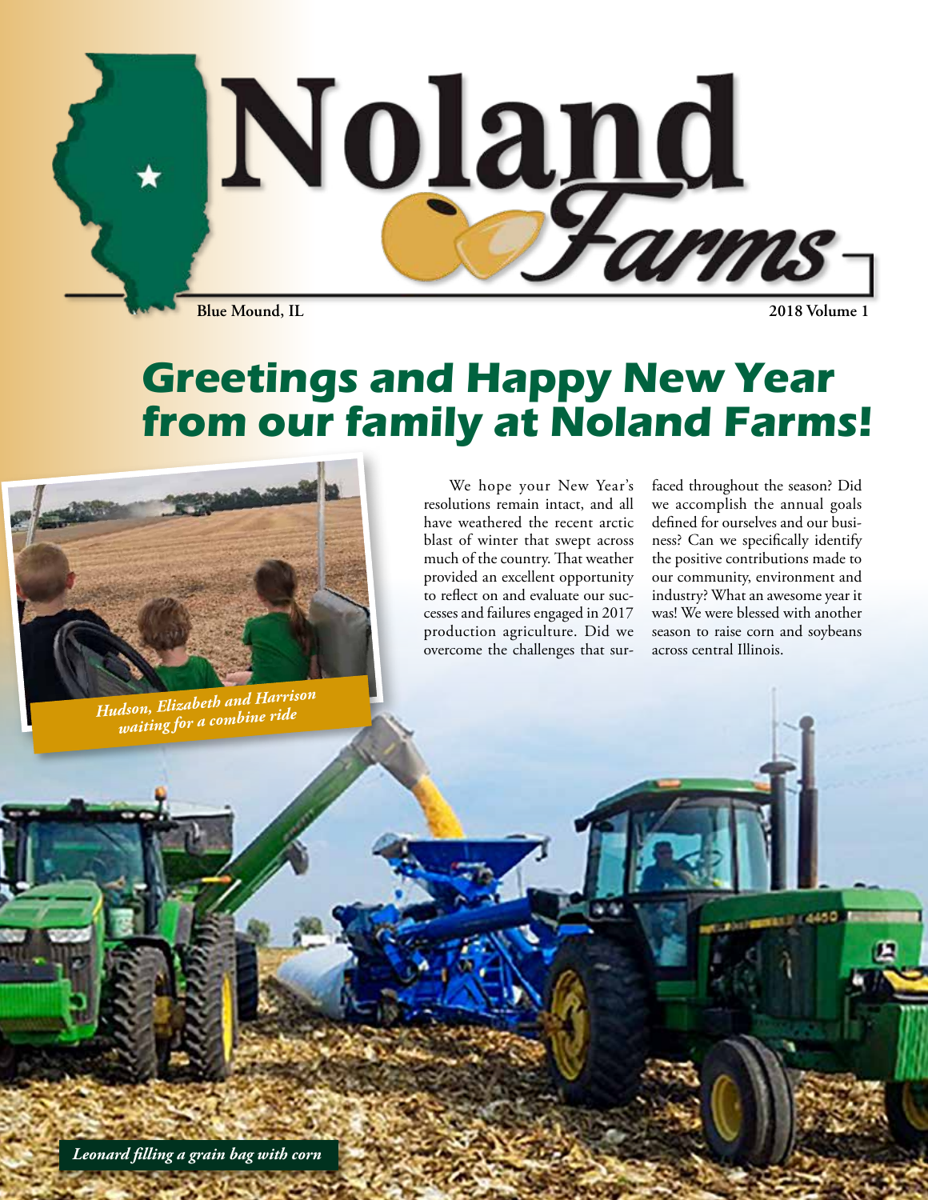# Noland Farms

**Blue Mound, IL** **2018 Volume 1**

## Greetings and Happy New Year from our family at Noland Farms!

We hope your New Year's resolutions remain intact, and all have weathered the recent arctic blast of winter that swept across much of the country. That weather provided an excellent opportunity to reflect on and evaluate our successes and failures engaged in 2017 production agriculture. Did we overcome the challenges that surfaced throughout the season? Did we accomplish the annual goals defined for ourselves and our business? Can we specifically identify the positive contributions made to our community, environment and industry? What an awesome year it was! We were blessed with another season to raise corn and soybeans across central Illinois.

*Hudson, Elizabeth and Harrison waiting for a combine ride*

*Leonard filling a grain bag with corn*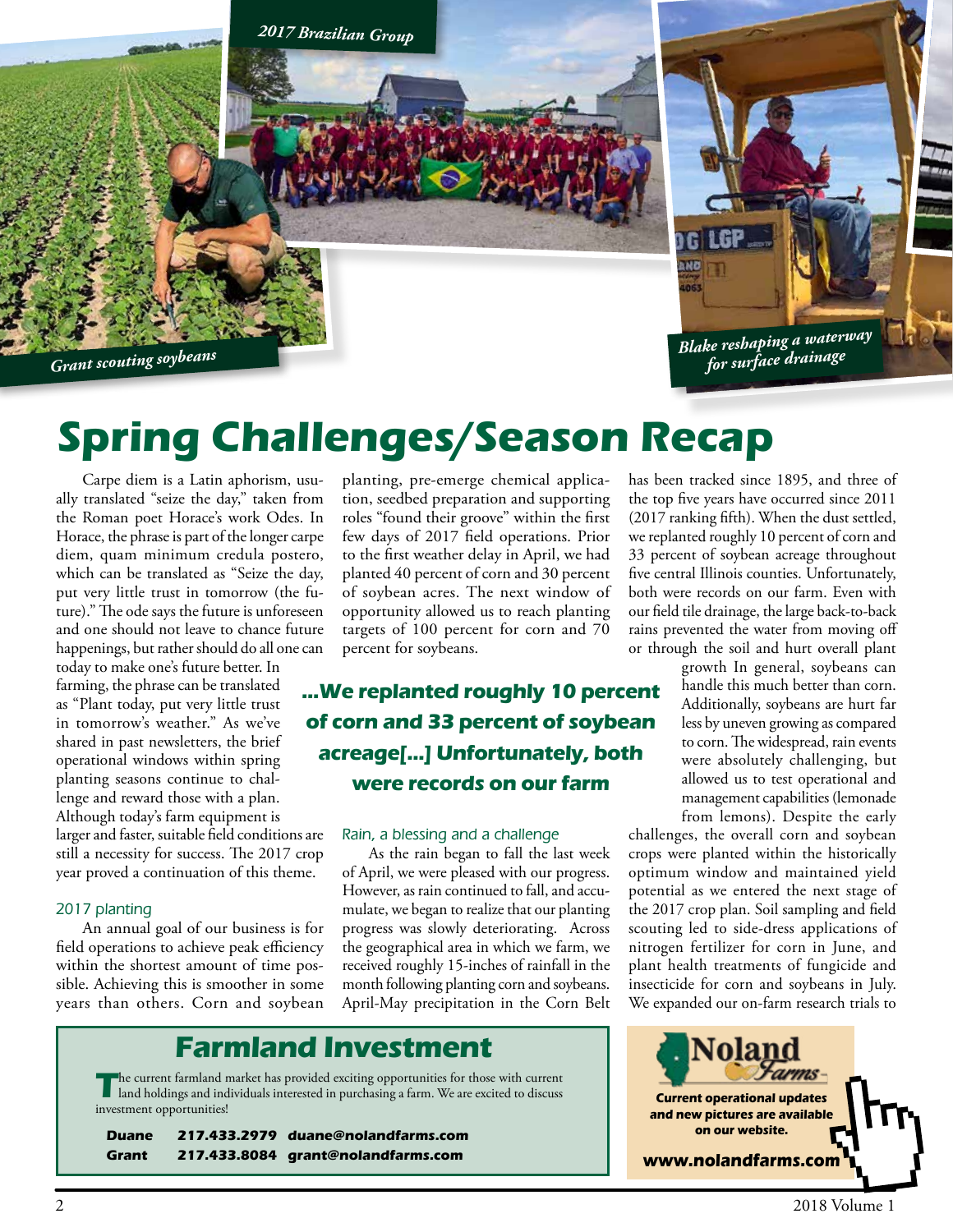2017 Brazilian Group

Grant scouting soybeans

Blake reshaping a waterway for surface drainage

# Spring Challenges/Season Recap

Carpe diem is a Latin aphorism, usually translated "seize the day," taken from the Roman poet Horace's work Odes. In Horace, the phrase is part of the longer carpe diem, quam minimum credula postero, which can be translated as "Seize the day, put very little trust in tomorrow (the future)." The ode says the future is unforeseen and one should not leave to chance future happenings, but rather should do all one can today to make one's future better. In farming, the phrase can be translated as "Plant today, put very little trust in tomorrow's weather." As we've shared in past newsletters, the brief operational windows within spring planting seasons continue to challenge and reward those with a plan. Although today's farm equipment is larger and faster, suitable field conditions are still a necessity for success. The 2017 crop year proved a continuation of this theme.

### 2017 planting

An annual goal of our business is for field operations to achieve peak efficiency within the shortest amount of time possible. Achieving this is smoother in some years than others. Corn and soybean planting, pre-emerge chemical application, seedbed preparation and supporting roles "found their groove" within the first few days of 2017 field operations. Prior to the first weather delay in April, we had planted 40 percent of corn and 30 percent of soybean acres. The next window of opportunity allowed us to reach planting targets of 100 percent for corn and 70 percent for soybeans.

**...We replanted roughly 10 percent of corn and 33 percent of soybean acreage[...] Unfortunately, both were records on our farm**

### Rain, a blessing and a challenge

As the rain began to fall the last week of April, we were pleased with our progress. However, as rain continued to fall, and accumulate, we began to realize that our planting progress was slowly deteriorating. Across the geographical area in which we farm, we received roughly 15-inches of rainfall in the month following planting corn and soybeans. April-May precipitation in the Corn Belt has been tracked since 1895, and three of the top five years have occurred since 2011 (2017 ranking fifth). When the dust settled, we replanted roughly 10 percent of corn and 33 percent of soybean acreage throughout five central Illinois counties. Unfortunately, both were records on our farm. Even with our field tile drainage, the large back-to-back rains prevented the water from moving off or through the soil and hurt overall plant growth In general, soybeans can handle this much better than corn. Additionally, soybeans are hurt far less by uneven growing as compared to corn. The widespread, rain events were absolutely challenging, but allowed us to test operational and management capabilities (lemonade from lemons). Despite the early challenges, the overall corn and soybean crops were planted within the historically optimum window and maintained yield potential as we entered the next stage of the 2017 crop plan. Soil sampling and field scouting led to side-dress applications of nitrogen fertilizer for corn in June, and plant health treatments of fungicide and insecticide for corn and soybeans in July. We expanded our on-farm research trials to

## Farmland Investment

The current farmland market has provided exciting opportunities for those with current land holdings and individuals interested in purchasing a farm. We are excited to discuss investment opportunities!

| | | |
|---|---|---|
| **Duane** | **217.433.2979** | **duane@nolandfarms.com** |
| **Grant** | **217.433.8084** | **grant@nolandfarms.com** |

Noland Farms

**Current operational updates and new pictures are available on our website.**

**www.nolandfarms.com**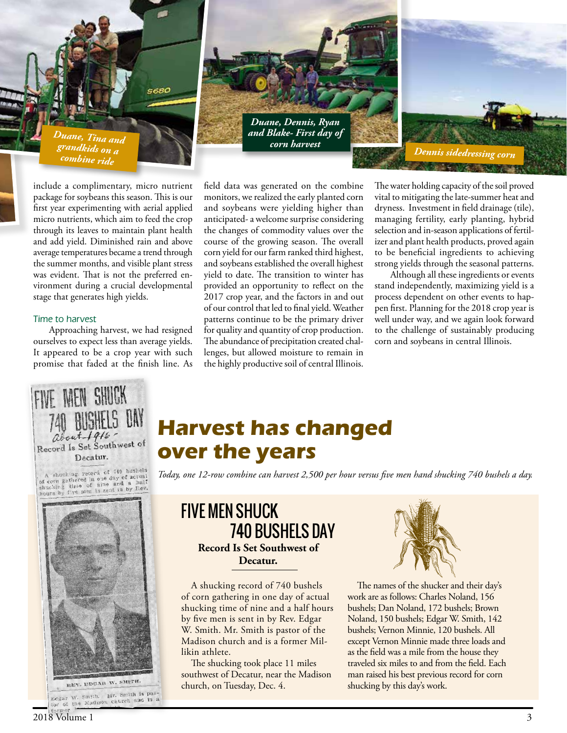Duane, Tina and grandkids on a combine ride

Duane, Dennis, Ryan and Blake- First day of corn harvest

Dennis sidedressing corn

include a complimentary, micro nutrient package for soybeans this season. This is our first year experimenting with aerial applied micro nutrients, which aim to feed the crop through its leaves to maintain plant health and add yield. Diminished rain and above average temperatures became a trend through the summer months, and visible plant stress was evident. That is not the preferred environment during a crucial developmental stage that generates high yields.

### Time to harvest

Approaching harvest, we had resigned ourselves to expect less than average yields. It appeared to be a crop year with such promise that faded at the finish line. As field data was generated on the combine monitors, we realized the early planted corn and soybeans were yielding higher than anticipated- a welcome surprise considering the changes of commodity values over the course of the growing season. The overall corn yield for our farm ranked third highest, and soybeans established the overall highest yield to date. The transition to winter has provided an opportunity to reflect on the 2017 crop year, and the factors in and out of our control that led to final yield. Weather patterns continue to be the primary driver for quality and quantity of crop production. The abundance of precipitation created challenges, but allowed moisture to remain in the highly productive soil of central Illinois. The water holding capacity of the soil proved vital to mitigating the late-summer heat and dryness. Investment in field drainage (tile), managing fertility, early planting, hybrid selection and in-season applications of fertilizer and plant health products, proved again to be beneficial ingredients to achieving strong yields through the seasonal patterns.

Although all these ingredients or events stand independently, maximizing yield is a process dependent on other events to happen first. Planning for the 2018 crop year is well under way, and we again look forward to the challenge of sustainably producing corn and soybeans in central Illinois.

# Harvest has changed over the years

*Today, one 12-row combine can harvest 2,500 per hour versus five men hand shucking 740 bushels a day.*

FIVE MEN SHUCK 740 BUSHELS DAY
*About 1916*
Record Is Set Southwest of Decatur.

REV. EDGAR W. SMITH.

## FIVE MEN SHUCK 740 BUSHELS DAY

**Record Is Set Southwest of Decatur.**

A shucking record of 740 bushels of corn gathering in one day of actual shucking time of nine and a half hours by five men is sent in by Rev. Edgar W. Smith. Mr. Smith is pastor of the Madison church and is a former Millikin athlete.

The shucking took place 11 miles southwest of Decatur, near the Madison church, on Tuesday, Dec. 4.

The names of the shucker and their day's work are as follows: Charles Noland, 156 bushels; Dan Noland, 172 bushels; Brown Noland, 150 bushels; Edgar W. Smith, 142 bushels; Vernon Minnie, 120 bushels. All except Vernon Minnie made three loads and as the field was a mile from the house they traveled six miles to and from the field. Each man raised his best previous record for corn shucking by this day's work.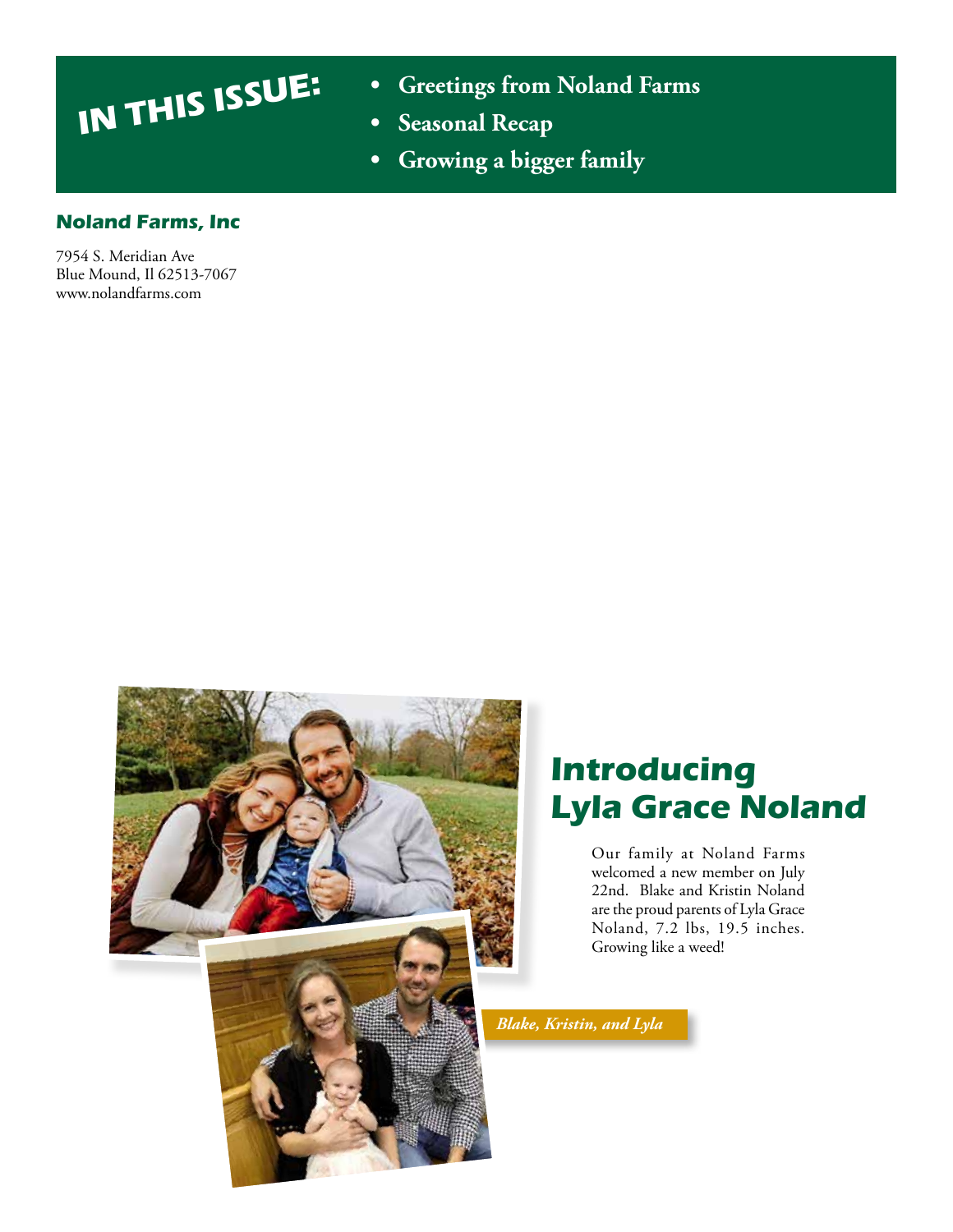## IN THIS ISSUE:

- **Greetings from Noland Farms**
- **Seasonal Recap**
- **Growing a bigger family**

**Noland Farms, Inc**

7954 S. Meridian Ave
Blue Mound, Il 62513-7067
www.nolandfarms.com

## Introducing Lyla Grace Noland

Our family at Noland Farms welcomed a new member on July 22nd. Blake and Kristin Noland are the proud parents of Lyla Grace Noland, 7.2 lbs, 19.5 inches. Growing like a weed!

*Blake, Kristin, and Lyla*